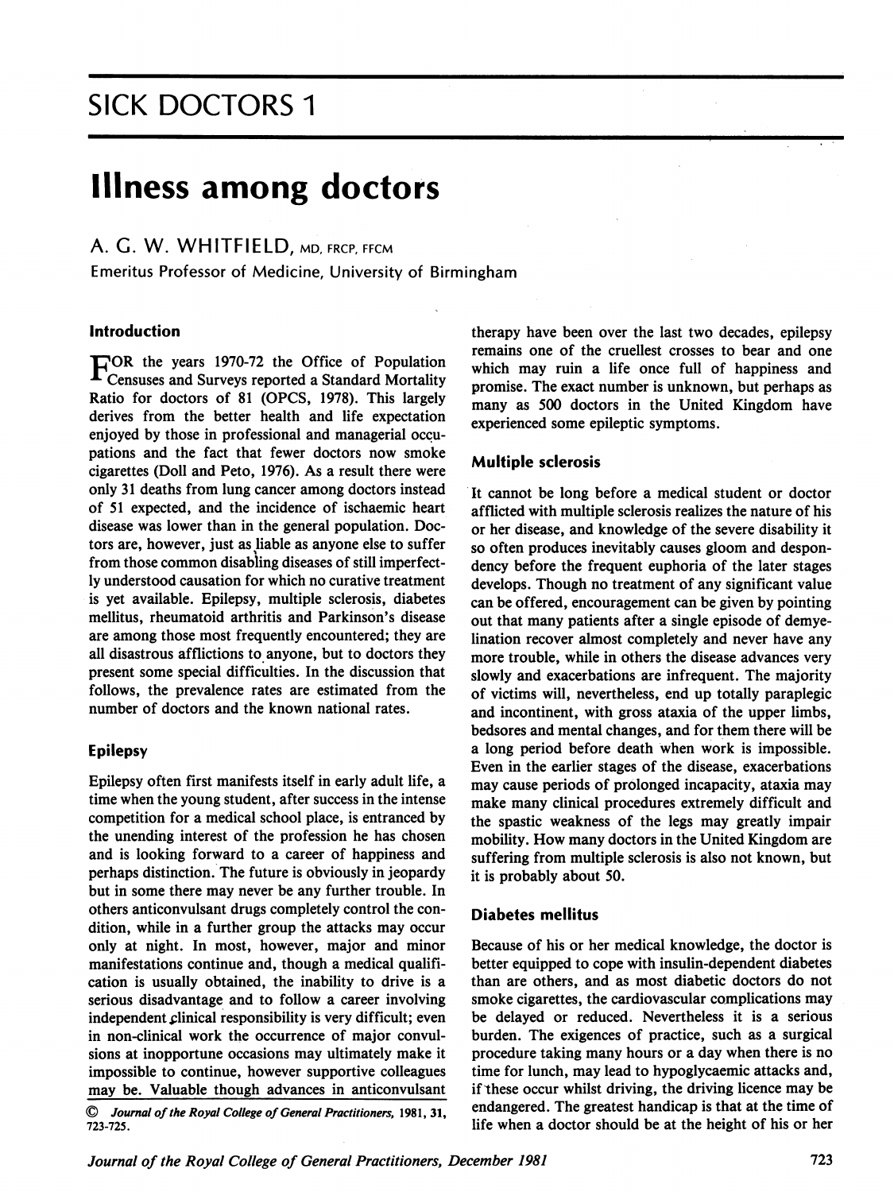# SICK DOCTORS 1

# Illness among doctors

A. G. W. WHITFIELD, MD, FRCP, FFCM
Emeritus Professor of Medicine, University of Birmingham

## Introduction

FOR the years 1970-72 the Office of Population Censuses and Surveys reported a Standard Mortality Ratio for doctors of 81 (OPCS, 1978). This largely derives from the better health and life expectation enjoyed by those in professional and managerial occupations and the fact that fewer doctors now smoke cigarettes (Doll and Peto, 1976). As a result there were only 31 deaths from lung cancer among doctors instead of 51 expected, and the incidence of ischaemic heart disease was lower than in the general population. Doctors are, however, just as liable as anyone else to suffer from those common disabling diseases of still imperfectly understood causation for which no curative treatment is yet available. Epilepsy, multiple sclerosis, diabetes mellitus, rheumatoid arthritis and Parkinson's disease are among those most frequently encountered; they are all disastrous afflictions to anyone, but to doctors they present some special difficulties. In the discussion that follows, the prevalence rates are estimated from the number of doctors and the known national rates.

## Epilepsy

Epilepsy often first manifests itself in early adult life, a time when the young student, after success in the intense competition for a medical school place, is entranced by the unending interest of the profession he has chosen and is looking forward to a career of happiness and perhaps distinction. The future is obviously in jeopardy but in some there may never be any further trouble. In others anticonvulsant drugs completely control the condition, while in a further group the attacks may occur only at night. In most, however, major and minor manifestations continue and, though a medical qualification is usually obtained, the inability to drive is a serious disadvantage and to follow a career involving independent clinical responsibility is very difficult; even in non-clinical work the occurrence of major convulsions at inopportune occasions may ultimately make it impossible to continue, however supportive colleagues may be. Valuable though advances in anticonvulsant therapy have been over the last two decades, epilepsy remains one of the cruellest crosses to bear and one which may ruin a life once full of happiness and promise. The exact number is unknown, but perhaps as many as 500 doctors in the United Kingdom have experienced some epileptic symptoms.

## Multiple sclerosis

It cannot be long before a medical student or doctor afflicted with multiple sclerosis realizes the nature of his or her disease, and knowledge of the severe disability it so often produces inevitably causes gloom and despondency before the frequent euphoria of the later stages develops. Though no treatment of any significant value can be offered, encouragement can be given by pointing out that many patients after a single episode of demyelination recover almost completely and never have any more trouble, while in others the disease advances very slowly and exacerbations are infrequent. The majority of victims will, nevertheless, end up totally paraplegic and incontinent, with gross ataxia of the upper limbs, bedsores and mental changes, and for them there will be a long period before death when work is impossible. Even in the earlier stages of the disease, exacerbations may cause periods of prolonged incapacity, ataxia may make many clinical procedures extremely difficult and the spastic weakness of the legs may greatly impair mobility. How many doctors in the United Kingdom are suffering from multiple sclerosis is also not known, but it is probably about 50.

## Diabetes mellitus

Because of his or her medical knowledge, the doctor is better equipped to cope with insulin-dependent diabetes than are others, and as most diabetic doctors do not smoke cigarettes, the cardiovascular complications may be delayed or reduced. Nevertheless it is a serious burden. The exigences of practice, such as a surgical procedure taking many hours or a day when there is no time for lunch, may lead to hypoglycaemic attacks and, if these occur whilst driving, the driving licence may be endangered. The greatest handicap is that at the time of life when a doctor should be at the height of his or her

© *Journal of the Royal College of General Practitioners*, 1981, 31, 723-725.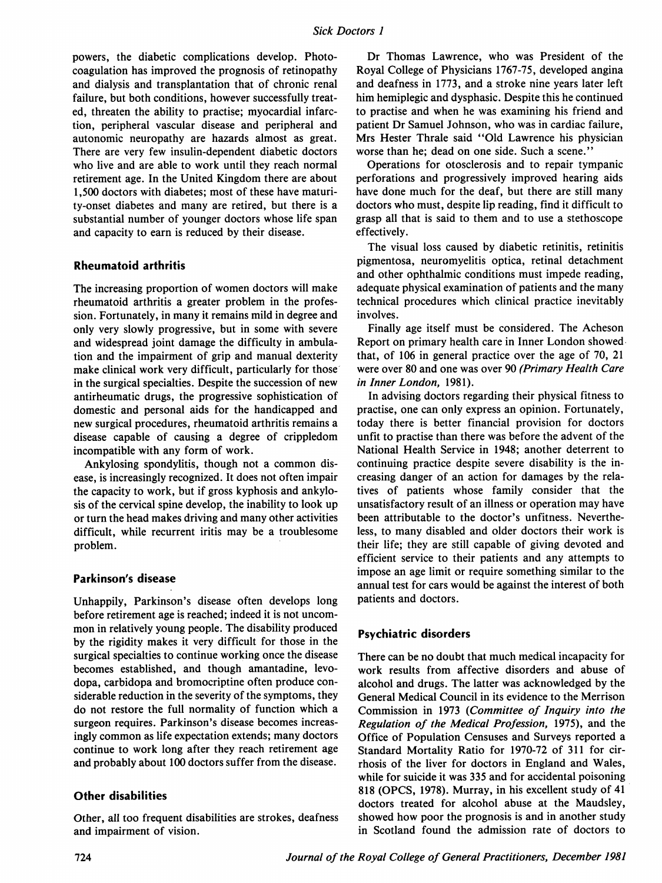powers, the diabetic complications develop. Photocoagulation has improved the prognosis of retinopathy and dialysis and transplantation that of chronic renal failure, but both conditions, however successfully treated, threaten the ability to practise; myocardial infarction, peripheral vascular disease and peripheral and autonomic neuropathy are hazards almost as great. There are very few insulin-dependent diabetic doctors who live and are able to work until they reach normal retirement age. In the United Kingdom there are about 1,500 doctors with diabetes; most of these have maturity-onset diabetes and many are retired, but there is a substantial number of younger doctors whose life span and capacity to earn is reduced by their disease.

### Rheumatoid arthritis

The increasing proportion of women doctors will make rheumatoid arthritis a greater problem in the profession. Fortunately, in many it remains mild in degree and only very slowly progressive, but in some with severe and widespread joint damage the difficulty in ambulation and the impairment of grip and manual dexterity make clinical work very difficult, particularly for those in the surgical specialties. Despite the succession of new antirheumatic drugs, the progressive sophistication of domestic and personal aids for the handicapped and new surgical procedures, rheumatoid arthritis remains a disease capable of causing a degree of crippledom incompatible with any form of work.

Ankylosing spondylitis, though not a common disease, is increasingly recognized. It does not often impair the capacity to work, but if gross kyphosis and ankylosis of the cervical spine develop, the inability to look up or turn the head makes driving and many other activities difficult, while recurrent iritis may be a troublesome problem.

### Parkinson's disease

Unhappily, Parkinson's disease often develops long before retirement age is reached; indeed it is not uncommon in relatively young people. The disability produced by the rigidity makes it very difficult for those in the surgical specialties to continue working once the disease becomes established, and though amantadine, levodopa, carbidopa and bromocriptine often produce considerable reduction in the severity of the symptoms, they do not restore the full normality of function which a surgeon requires. Parkinson's disease becomes increasingly common as life expectation extends; many doctors continue to work long after they reach retirement age and probably about 100 doctors suffer from the disease.

### Other disabilities

Other, all too frequent disabilities are strokes, deafness and impairment of vision.

Dr Thomas Lawrence, who was President of the Royal College of Physicians 1767-75, developed angina and deafness in 1773, and a stroke nine years later left him hemiplegic and dysphasic. Despite this he continued to practise and when he was examining his friend and patient Dr Samuel Johnson, who was in cardiac failure, Mrs Hester Thrale said "Old Lawrence his physician worse than he; dead on one side. Such a scene."

Operations for otosclerosis and to repair tympanic perforations and progressively improved hearing aids have done much for the deaf, but there are still many doctors who must, despite lip reading, find it difficult to grasp all that is said to them and to use a stethoscope effectively.

The visual loss caused by diabetic retinitis, retinitis pigmentosa, neuromyelitis optica, retinal detachment and other ophthalmic conditions must impede reading, adequate physical examination of patients and the many technical procedures which clinical practice inevitably involves.

Finally age itself must be considered. The Acheson Report on primary health care in Inner London showed that, of 106 in general practice over the age of 70, 21 were over 80 and one was over 90 (*Primary Health Care in Inner London,* 1981).

In advising doctors regarding their physical fitness to practise, one can only express an opinion. Fortunately, today there is better financial provision for doctors unfit to practise than there was before the advent of the National Health Service in 1948; another deterrent to continuing practice despite severe disability is the increasing danger of an action for damages by the relatives of patients whose family consider that the unsatisfactory result of an illness or operation may have been attributable to the doctor's unfitness. Nevertheless, to many disabled and older doctors their work is their life; they are still capable of giving devoted and efficient service to their patients and any attempts to impose an age limit or require something similar to the annual test for cars would be against the interest of both patients and doctors.

### Psychiatric disorders

There can be no doubt that much medical incapacity for work results from affective disorders and abuse of alcohol and drugs. The latter was acknowledged by the General Medical Council in its evidence to the Merrison Commission in 1973 (*Committee of Inquiry into the Regulation of the Medical Profession,* 1975), and the Office of Population Censuses and Surveys reported a Standard Mortality Ratio for 1970-72 of 311 for cirrhosis of the liver for doctors in England and Wales, while for suicide it was 335 and for accidental poisoning 818 (OPCS, 1978). Murray, in his excellent study of 41 doctors treated for alcohol abuse at the Maudsley, showed how poor the prognosis is and in another study in Scotland found the admission rate of doctors to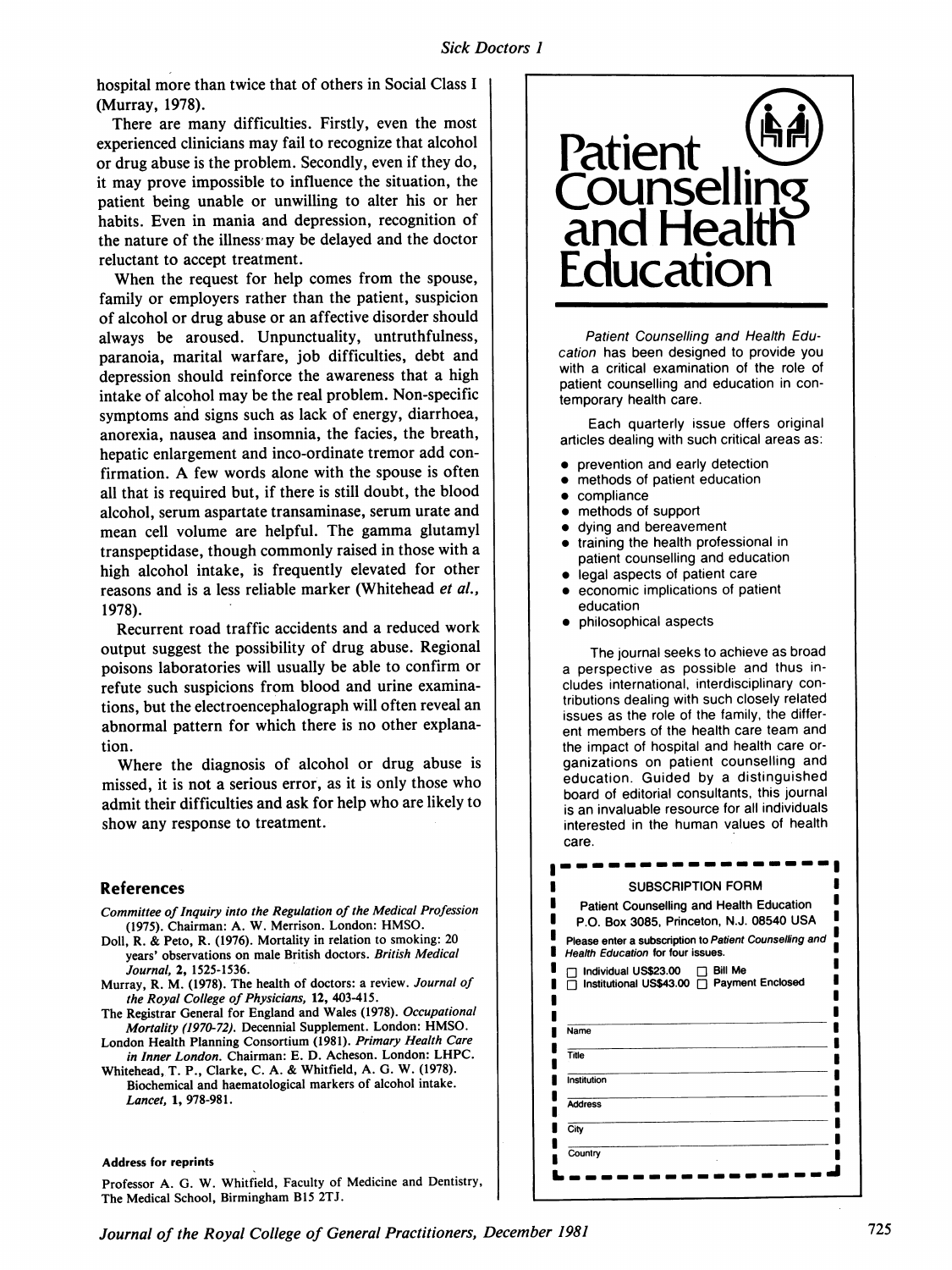hospital more than twice that of others in Social Class I (Murray, 1978).

There are many difficulties. Firstly, even the most experienced clinicians may fail to recognize that alcohol or drug abuse is the problem. Secondly, even if they do, it may prove impossible to influence the situation, the patient being unable or unwilling to alter his or her habits. Even in mania and depression, recognition of the nature of the illness may be delayed and the doctor reluctant to accept treatment.

When the request for help comes from the spouse, family or employers rather than the patient, suspicion of alcohol or drug abuse or an affective disorder should always be aroused. Unpunctuality, untruthfulness, paranoia, marital warfare, job difficulties, debt and depression should reinforce the awareness that a high intake of alcohol may be the real problem. Non-specific symptoms and signs such as lack of energy, diarrhoea, anorexia, nausea and insomnia, the facies, the breath, hepatic enlargement and inco-ordinate tremor add confirmation. A few words alone with the spouse is often all that is required but, if there is still doubt, the blood alcohol, serum aspartate transaminase, serum urate and mean cell volume are helpful. The gamma glutamyl transpeptidase, though commonly raised in those with a high alcohol intake, is frequently elevated for other reasons and is a less reliable marker (Whitehead *et al.*, 1978).

Recurrent road traffic accidents and a reduced work output suggest the possibility of drug abuse. Regional poisons laboratories will usually be able to confirm or refute such suspicions from blood and urine examinations, but the electroencephalograph will often reveal an abnormal pattern for which there is no other explanation.

Where the diagnosis of alcohol or drug abuse is missed, it is not a serious error, as it is only those who admit their difficulties and ask for help who are likely to show any response to treatment.

## References

*Committee of Inquiry into the Regulation of the Medical Profession* (1975). Chairman: A. W. Merrison. London: HMSO.

Doll, R. & Peto, R. (1976). Mortality in relation to smoking: 20 years' observations on male British doctors. *British Medical Journal*, **2**, 1525-1536.

Murray, R. M. (1978). The health of doctors: a review. *Journal of the Royal College of Physicians*, **12**, 403-415.

The Registrar General for England and Wales (1978). *Occupational Mortality (1970-72)*. Decennial Supplement. London: HMSO.

London Health Planning Consortium (1981). *Primary Health Care in Inner London*. Chairman: E. D. Acheson. London: LHPC.

Whitehead, T. P., Clarke, C. A. & Whitfield, A. G. W. (1978). Biochemical and haematological markers of alcohol intake. *Lancet*, **1**, 978-981.

**Address for reprints**

Professor A. G. W. Whitfield, Faculty of Medicine and Dentistry, The Medical School, Birmingham B15 2TJ.

# Patient Counselling and Health Education

*Patient Counselling and Health Education* has been designed to provide you with a critical examination of the role of patient counselling and education in contemporary health care.

Each quarterly issue offers original articles dealing with such critical areas as:

- prevention and early detection
- methods of patient education
- compliance
- methods of support
- dying and bereavement
- training the health professional in patient counselling and education
- legal aspects of patient care
- economic implications of patient education
- philosophical aspects

The journal seeks to achieve as broad a perspective as possible and thus includes international, interdisciplinary contributions dealing with such closely related issues as the role of the family, the different members of the health care team and the impact of hospital and health care organizations on patient counselling and education. Guided by a distinguished board of editorial consultants, this journal is an invaluable resource for all individuals interested in the human values of health care.

SUBSCRIPTION FORM

Patient Counselling and Health Education
P.O. Box 3085, Princeton, N.J. 08540 USA

Please enter a subscription to *Patient Counselling and Health Education* for four issues.

☐ Individual US$23.00 ☐ Bill Me
☐ Institutional US$43.00 ☐ Payment Enclosed

Name

Title

Institution

Address

City

Country